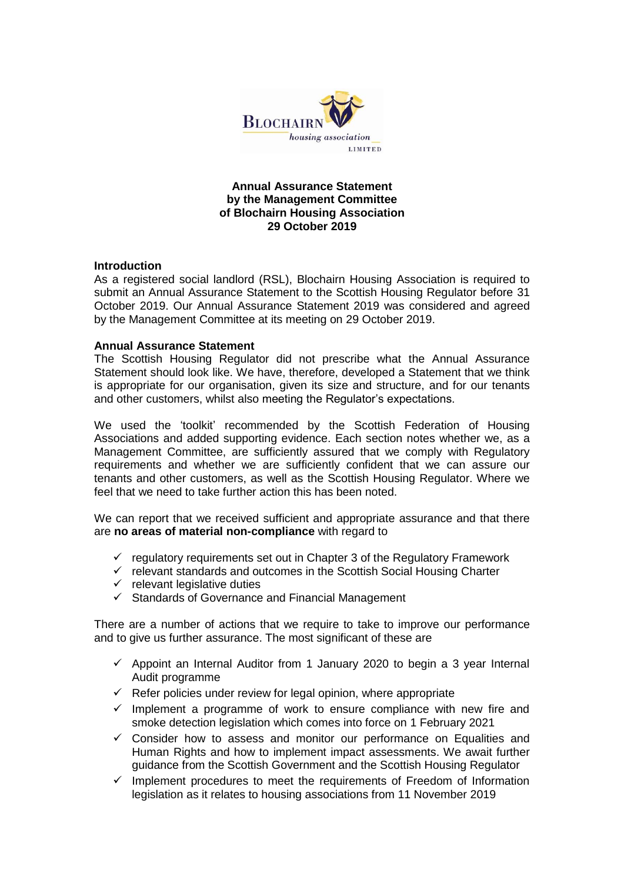**Annual Assurance Statement**
**by the Management Committee**
**of Blochairn Housing Association**
**29 October 2019**

## Introduction

As a registered social landlord (RSL), Blochairn Housing Association is required to submit an Annual Assurance Statement to the Scottish Housing Regulator before 31 October 2019. Our Annual Assurance Statement 2019 was considered and agreed by the Management Committee at its meeting on 29 October 2019.

## Annual Assurance Statement

The Scottish Housing Regulator did not prescribe what the Annual Assurance Statement should look like. We have, therefore, developed a Statement that we think is appropriate for our organisation, given its size and structure, and for our tenants and other customers, whilst also meeting the Regulator's expectations.

We used the 'toolkit' recommended by the Scottish Federation of Housing Associations and added supporting evidence. Each section notes whether we, as a Management Committee, are sufficiently assured that we comply with Regulatory requirements and whether we are sufficiently confident that we can assure our tenants and other customers, as well as the Scottish Housing Regulator. Where we feel that we need to take further action this has been noted.

We can report that we received sufficient and appropriate assurance and that there are **no areas of material non-compliance** with regard to

- ✓ regulatory requirements set out in Chapter 3 of the Regulatory Framework
- ✓ relevant standards and outcomes in the Scottish Social Housing Charter
- ✓ relevant legislative duties
- ✓ Standards of Governance and Financial Management

There are a number of actions that we require to take to improve our performance and to give us further assurance. The most significant of these are

- ✓ Appoint an Internal Auditor from 1 January 2020 to begin a 3 year Internal Audit programme
- ✓ Refer policies under review for legal opinion, where appropriate
- ✓ Implement a programme of work to ensure compliance with new fire and smoke detection legislation which comes into force on 1 February 2021
- ✓ Consider how to assess and monitor our performance on Equalities and Human Rights and how to implement impact assessments. We await further guidance from the Scottish Government and the Scottish Housing Regulator
- ✓ Implement procedures to meet the requirements of Freedom of Information legislation as it relates to housing associations from 11 November 2019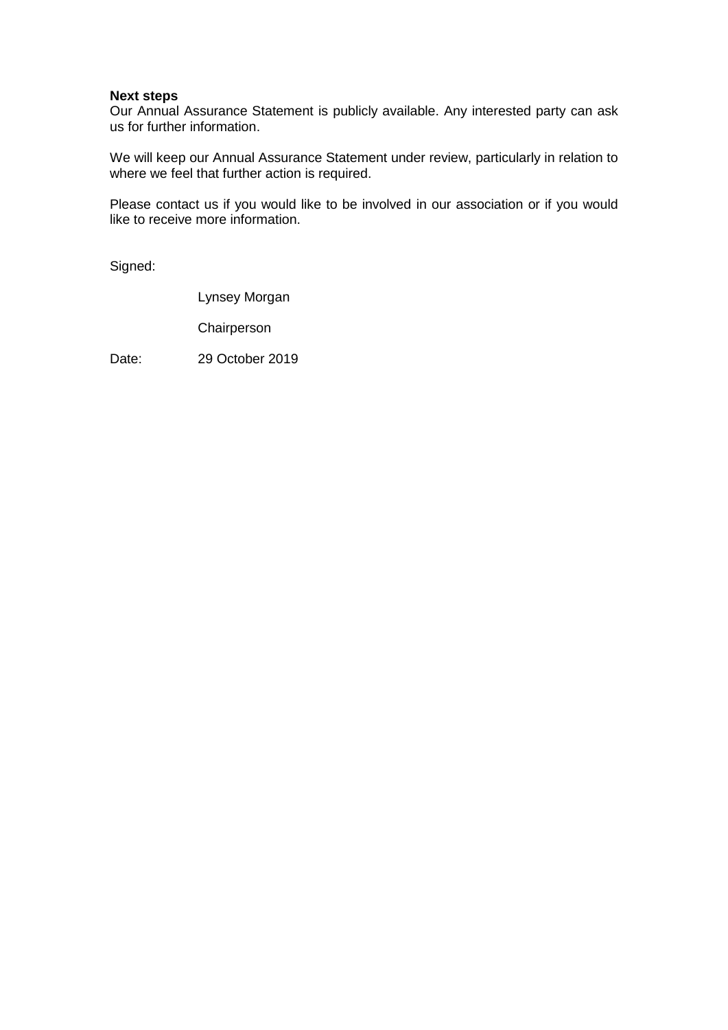**Next steps**

Our Annual Assurance Statement is publicly available. Any interested party can ask us for further information.

We will keep our Annual Assurance Statement under review, particularly in relation to where we feel that further action is required.

Please contact us if you would like to be involved in our association or if you would like to receive more information.

Signed:

Lynsey Morgan

Chairperson

Date: 29 October 2019